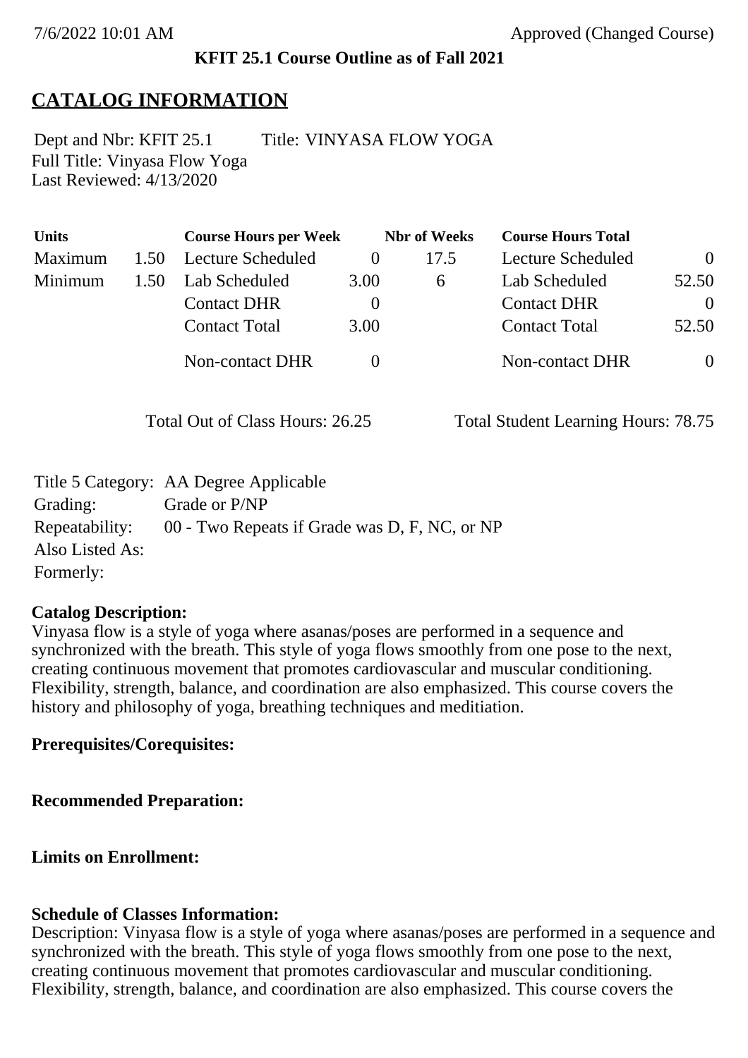7/6/2022 10:01 AM Approved (Changed Course)

**KFIT 25.1 Course Outline as of Fall 2021**

# CATALOG INFORMATION

Dept and Nbr: KFIT 25.1 Title: VINYASA FLOW YOGA
Full Title: Vinyasa Flow Yoga
Last Reviewed: 4/13/2020

| Units | | Course Hours per Week | | Nbr of Weeks | Course Hours Total | |
|---|---|---|---|---|---|---|
| Maximum | 1.50 | Lecture Scheduled | 0 | 17.5 | Lecture Scheduled | 0 |
| Minimum | 1.50 | Lab Scheduled | 3.00 | 6 | Lab Scheduled | 52.50 |
| | | Contact DHR | 0 | | Contact DHR | 0 |
| | | Contact Total | 3.00 | | Contact Total | 52.50 |
| | | Non-contact DHR | 0 | | Non-contact DHR | 0 |

Total Out of Class Hours: 26.25 Total Student Learning Hours: 78.75

Title 5 Category: AA Degree Applicable
Grading: Grade or P/NP
Repeatability: 00 - Two Repeats if Grade was D, F, NC, or NP
Also Listed As:
Formerly:

**Catalog Description:**
Vinyasa flow is a style of yoga where asanas/poses are performed in a sequence and synchronized with the breath. This style of yoga flows smoothly from one pose to the next, creating continuous movement that promotes cardiovascular and muscular conditioning. Flexibility, strength, balance, and coordination are also emphasized. This course covers the history and philosophy of yoga, breathing techniques and meditiation.

**Prerequisites/Corequisites:**

**Recommended Preparation:**

**Limits on Enrollment:**

**Schedule of Classes Information:**
Description: Vinyasa flow is a style of yoga where asanas/poses are performed in a sequence and synchronized with the breath. This style of yoga flows smoothly from one pose to the next, creating continuous movement that promotes cardiovascular and muscular conditioning. Flexibility, strength, balance, and coordination are also emphasized. This course covers the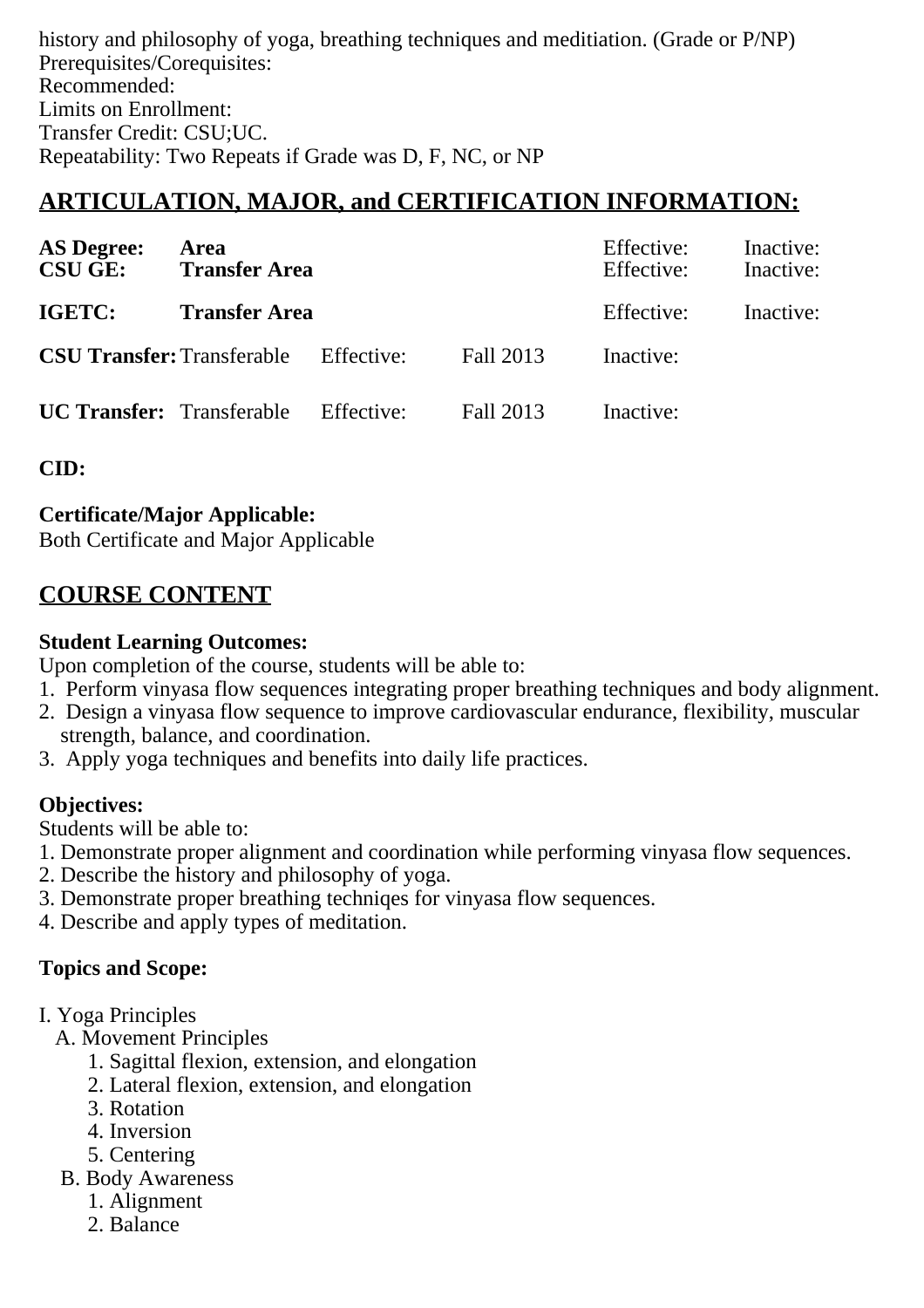history and philosophy of yoga, breathing techniques and meditiation. (Grade or P/NP)
Prerequisites/Corequisites:
Recommended:
Limits on Enrollment:
Transfer Credit: CSU;UC.
Repeatability: Two Repeats if Grade was D, F, NC, or NP

## ARTICULATION, MAJOR, and CERTIFICATION INFORMATION:

| | | | | | |
|---|---|---|---|---|---|
| **AS Degree:** | **Area** | | | Effective: | Inactive: |
| **CSU GE:** | **Transfer Area** | | | Effective: | Inactive: |
| **IGETC:** | **Transfer Area** | | | Effective: | Inactive: |
| **CSU Transfer:** | Transferable | Effective: | Fall 2013 | Inactive: | |
| **UC Transfer:** | Transferable | Effective: | Fall 2013 | Inactive: | |

**CID:**

**Certificate/Major Applicable:**
Both Certificate and Major Applicable

## COURSE CONTENT

**Student Learning Outcomes:**
Upon completion of the course, students will be able to:
1. Perform vinyasa flow sequences integrating proper breathing techniques and body alignment.
2. Design a vinyasa flow sequence to improve cardiovascular endurance, flexibility, muscular strength, balance, and coordination.
3. Apply yoga techniques and benefits into daily life practices.

**Objectives:**
Students will be able to:
1. Demonstrate proper alignment and coordination while performing vinyasa flow sequences.
2. Describe the history and philosophy of yoga.
3. Demonstrate proper breathing techniqes for vinyasa flow sequences.
4. Describe and apply types of meditation.

**Topics and Scope:**

I. Yoga Principles
- A. Movement Principles
  1. Sagittal flexion, extension, and elongation
  2. Lateral flexion, extension, and elongation
  3. Rotation
  4. Inversion
  5. Centering
- B. Body Awareness
  1. Alignment
  2. Balance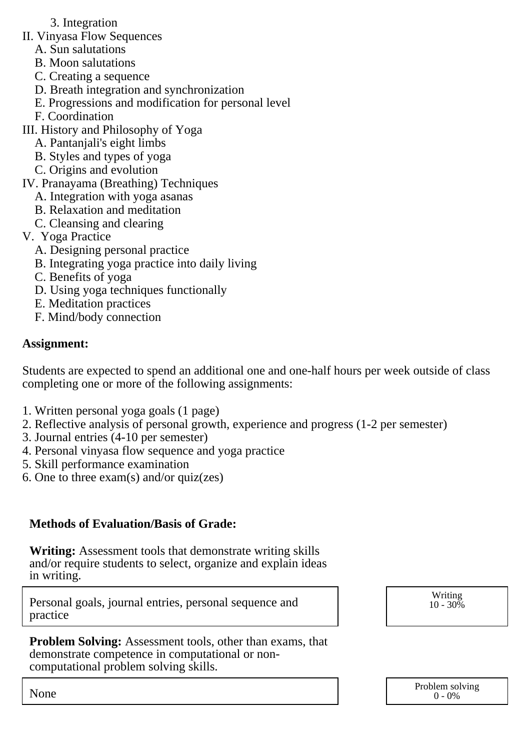3. Integration

II. Vinyasa Flow Sequences
   A. Sun salutations
   B. Moon salutations
   C. Creating a sequence
   D. Breath integration and synchronization
   E. Progressions and modification for personal level
   F. Coordination

III. History and Philosophy of Yoga
   A. Pantanjali's eight limbs
   B. Styles and types of yoga
   C. Origins and evolution

IV. Pranayama (Breathing) Techniques
   A. Integration with yoga asanas
   B. Relaxation and meditation
   C. Cleansing and clearing

V. Yoga Practice
   A. Designing personal practice
   B. Integrating yoga practice into daily living
   C. Benefits of yoga
   D. Using yoga techniques functionally
   E. Meditation practices
   F. Mind/body connection

**Assignment:**

Students are expected to spend an additional one and one-half hours per week outside of class completing one or more of the following assignments:

1. Written personal yoga goals (1 page)
2. Reflective analysis of personal growth, experience and progress (1-2 per semester)
3. Journal entries (4-10 per semester)
4. Personal vinyasa flow sequence and yoga practice
5. Skill performance examination
6. One to three exam(s) and/or quiz(zes)

**Methods of Evaluation/Basis of Grade:**

**Writing:** Assessment tools that demonstrate writing skills and/or require students to select, organize and explain ideas in writing.

| Personal goals, journal entries, personal sequence and practice | Writing 10 - 30% |
|---|---|

**Problem Solving:** Assessment tools, other than exams, that demonstrate competence in computational or non-computational problem solving skills.

| None | Problem solving 0 - 0% |
|---|---|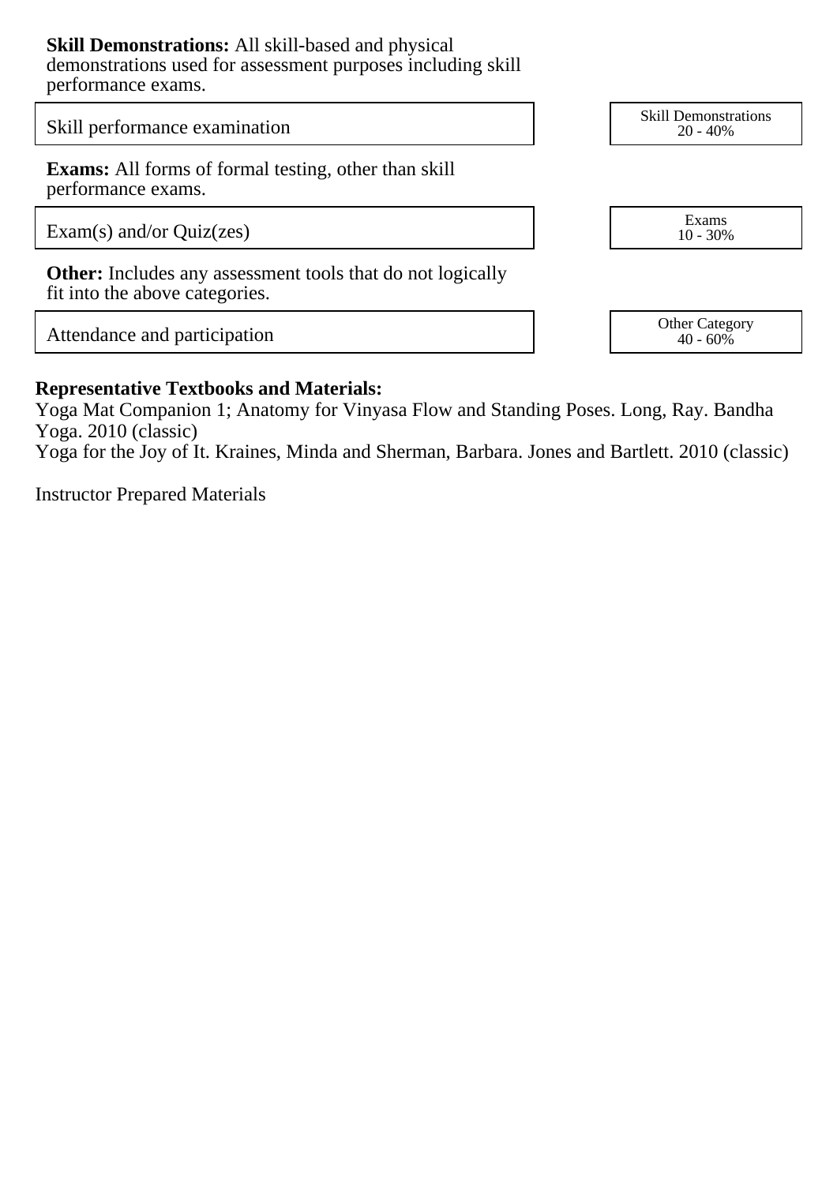**Skill Demonstrations:** All skill-based and physical demonstrations used for assessment purposes including skill performance exams.

| | |
|---|---|
| Skill performance examination | Skill Demonstrations 20 - 40% |

**Exams:** All forms of formal testing, other than skill performance exams.

| | |
|---|---|
| Exam(s) and/or Quiz(zes) | Exams 10 - 30% |

**Other:** Includes any assessment tools that do not logically fit into the above categories.

| | |
|---|---|
| Attendance and participation | Other Category 40 - 60% |

**Representative Textbooks and Materials:**

Yoga Mat Companion 1; Anatomy for Vinyasa Flow and Standing Poses. Long, Ray. Bandha Yoga. 2010 (classic)
Yoga for the Joy of It. Kraines, Minda and Sherman, Barbara. Jones and Bartlett. 2010 (classic)

Instructor Prepared Materials